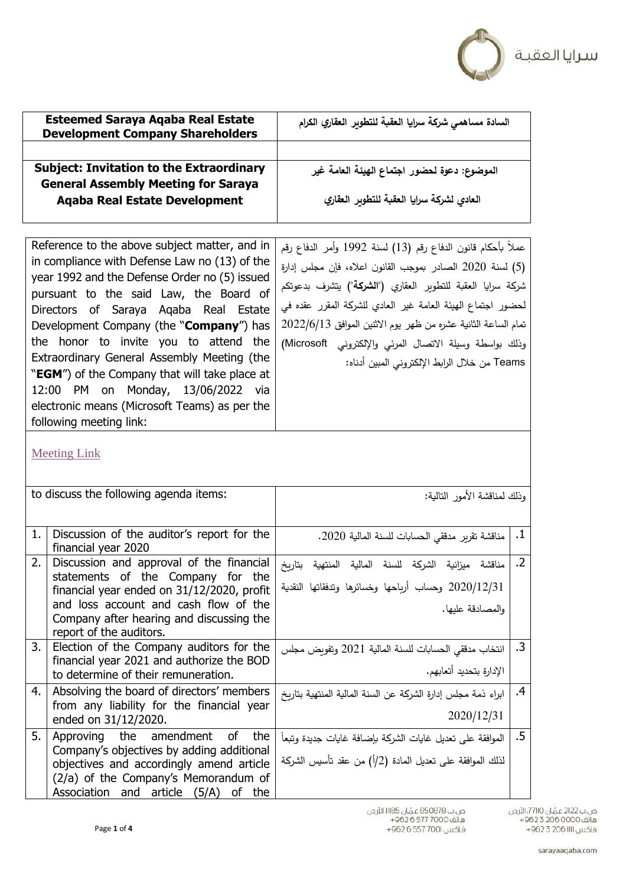سرايا العقبة

| Esteemed Saraya Aqaba Real Estate Development Company Shareholders | السادة مساهمي شركة سرايا العقبة للتطوير العقاري الكرام |
|---|---|
| | |
| **Subject: Invitation to the Extraordinary General Assembly Meeting for Saraya Aqaba Real Estate Development** | **الموضوع: دعوة لحضور اجتماع الهيئة العامة غير العادي لشركة سرايا العقبة للتطوير العقاري** |

| English | العربية |
|---|---|
| Reference to the above subject matter, and in in compliance with Defense Law no (13) of the year 1992 and the Defense Order no (5) issued pursuant to the said Law, the Board of Directors of Saraya Aqaba Real Estate Development Company (the "**Company**") has the honor to invite you to attend the Extraordinary General Assembly Meeting (the "**EGM**") of the Company that will take place at 12:00 PM on Monday, 13/06/2022 via electronic means (Microsoft Teams) as per the following meeting link: | عملاً بأحكام قانون الدفاع رقم (13) لسنة 1992 وأمر الدفاع رقم (5) لسنة 2020 الصادر بموجب القانون اعلاه، فإن مجلس إدارة شركة سرايا العقبة للتطوير العقاري ("**الشركة**") يتشرف بدعوتكم لحضور اجتماع الهيئة العامة غير العادي للشركة المقرر عقده في تمام الساعة الثانية عشره من ظهر يوم الاثنين الموافق 2022/6/13 وذلك بواسطة وسيلة الاتصال المرئي والإلكتروني (Microsoft Teams) من خلال الرابط الإلكتروني المبين أدناه: |

[Meeting Link]

| | English | العربية | |
|---|---|---|---|
| | to discuss the following agenda items: | وذلك لمناقشة الأمور التالية: | |
| 1. | Discussion of the auditor's report for the financial year 2020 | مناقشة تقرير مدققي الحسابات للسنة المالية 2020. | .1 |
| 2. | Discussion and approval of the financial statements of the Company for the financial year ended on 31/12/2020, profit and loss account and cash flow of the Company after hearing and discussing the report of the auditors. | مناقشة ميزانية الشركة للسنة المالية المنتهية بتاريخ 2020/12/31 وحساب أرباحها وخسائرها وتدفقاتها النقدية والمصادقة عليها. | .2 |
| 3. | Election of the Company auditors for the financial year 2021 and authorize the BOD to determine of their remuneration. | انتخاب مدققي الحسابات للسنة المالية 2021 وتفويض مجلس الإدارة بتحديد أتعابهم. | .3 |
| 4. | Absolving the board of directors' members from any liability for the financial year ended on 31/12/2020. | ابراء ذمة مجلس إدارة الشركة عن السنة المالية المنتهية بتاريخ 2020/12/31 | .4 |
| 5. | Approving the amendment of the Company's objectives by adding additional objectives and accordingly amend article (2/a) of the Company's Memorandum of Association and article (5/A) of the | الموافقة على تعديل غايات الشركة بإضافة غايات جديدة وتبعاً لذلك الموافقة على تعديل المادة (2/أ) من عقد تأسيس الشركة | .5 |

ص.ب 850878 عمّان 11185 الأردن
هاتف 7000 577 6 962+
فاكس 7001 557 6 962+

ص.ب 2122 عمّان 77110 الأردن
هاتف 0000 206 3 962+
فاكس 1111 206 3 962+

sarayaaqaba.com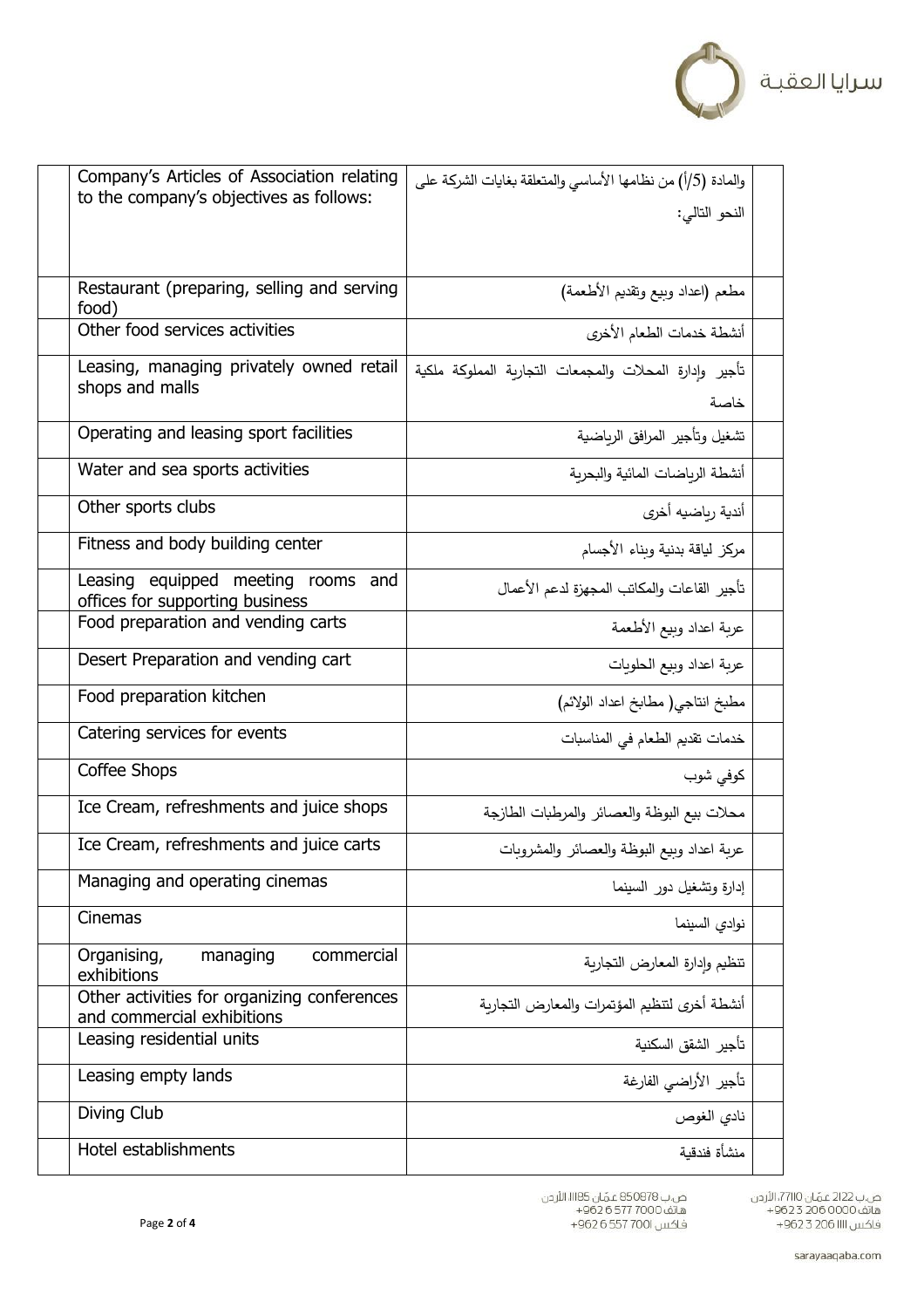| | | | |
|---|---|---|---|
| | Company's Articles of Association relating to the company's objectives as follows: | والمادة (5/أ) من نظامها الأساسي والمتعلقة بغايات الشركة على النحو التالي: | |
| | Restaurant (preparing, selling and serving food) | مطعم (اعداد وبيع وتقديم الأطعمة) | |
| | Other food services activities | أنشطة خدمات الطعام الأخرى | |
| | Leasing, managing privately owned retail shops and malls | تأجير وإدارة المحلات والمجمعات التجارية المملوكة ملكية خاصة | |
| | Operating and leasing sport facilities | تشغيل وتأجير المرافق الرياضية | |
| | Water and sea sports activities | أنشطة الرياضات المائية والبحرية | |
| | Other sports clubs | أندية رياضيه أخرى | |
| | Fitness and body building center | مركز لياقة بدنية وبناء الأجسام | |
| | Leasing equipped meeting rooms and offices for supporting business | تأجير القاعات والمكاتب المجهزة لدعم الأعمال | |
| | Food preparation and vending carts | عربة اعداد وبيع الأطعمة | |
| | Desert Preparation and vending cart | عربة اعداد وبيع الحلويات | |
| | Food preparation kitchen | مطبخ انتاجي( مطابخ اعداد الولائم) | |
| | Catering services for events | خدمات تقديم الطعام في المناسبات | |
| | Coffee Shops | كوفي شوب | |
| | Ice Cream, refreshments and juice shops | محلات بيع البوظة والعصائر والمرطبات الطازجة | |
| | Ice Cream, refreshments and juice carts | عربة اعداد وبيع البوظة والعصائر والمشروبات | |
| | Managing and operating cinemas | إدارة وتشغيل دور السينما | |
| | Cinemas | نوادي السينما | |
| | Organising, managing commercial exhibitions | تنظيم وإدارة المعارض التجارية | |
| | Other activities for organizing conferences and commercial exhibitions | أنشطة أخرى لتنظيم المؤتمرات والمعارض التجارية | |
| | Leasing residential units | تأجير الشقق السكنية | |
| | Leasing empty lands | تأجير الأراضي الفارغة | |
| | Diving Club | نادي الغوص | |
| | Hotel establishments | منشأة فندقية | |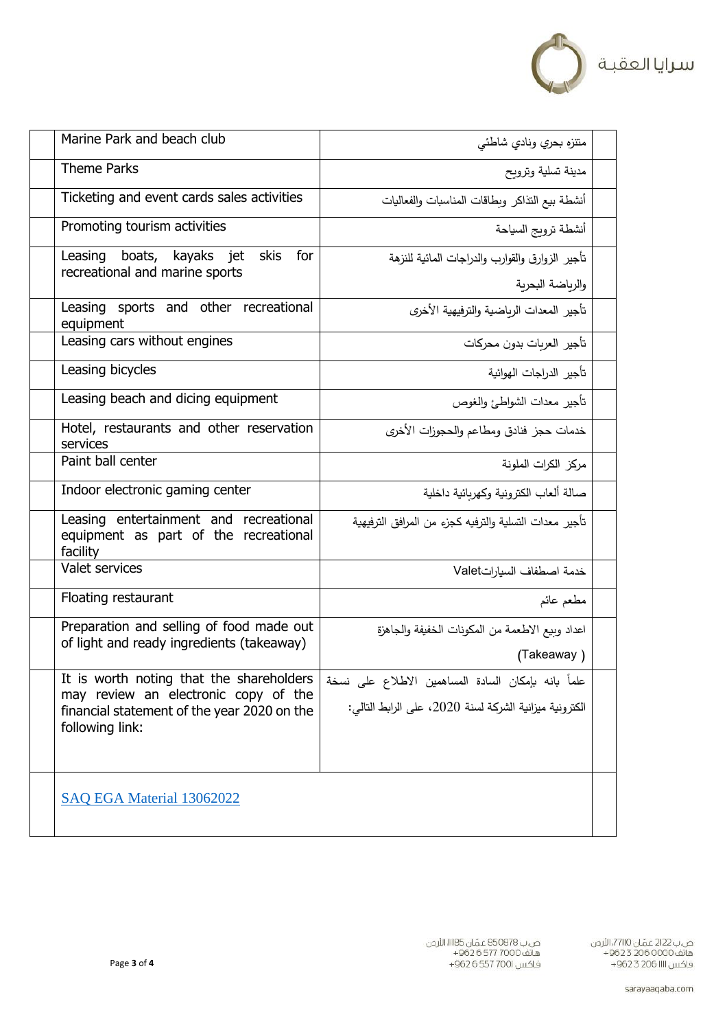| | English | Arabic | |
|---|---|---|---|
| | Marine Park and beach club | متنزه بحري ونادي شاطئي | |
| | Theme Parks | مدينة تسلية وترويح | |
| | Ticketing and event cards sales activities | أنشطة بيع التذاكر وبطاقات المناسبات والفعاليات | |
| | Promoting tourism activities | أنشطة ترويج السياحة | |
| | Leasing boats, kayaks jet skis for recreational and marine sports | تأجير الزوارق والقوارب والدراجات المائية للنزهة والرياضة البحرية | |
| | Leasing sports and other recreational equipment | تأجير المعدات الرياضية والترفيهية الأخرى | |
| | Leasing cars without engines | تأجير العربات بدون محركات | |
| | Leasing bicycles | تأجير الدراجات الهوائية | |
| | Leasing beach and dicing equipment | تأجير معدات الشواطئ والغوص | |
| | Hotel, restaurants and other reservation services | خدمات حجز فنادق ومطاعم والحجوزات الأخرى | |
| | Paint ball center | مركز الكرات الملونة | |
| | Indoor electronic gaming center | صالة ألعاب الكترونية وكهربائية داخلية | |
| | Leasing entertainment and recreational equipment as part of the recreational facility | تأجير معدات التسلية والترفيه كجزء من المرافق الترفيهية | |
| | Valet services | خدمة اصطفاف السياراتValet | |
| | Floating restaurant | مطعم عائم | |
| | Preparation and selling of food made out of light and ready ingredients (takeaway) | اعداد وبيع الاطعمة من المكونات الخفيفة والجاهزة (Takeaway ) | |
| | It is worth noting that the shareholders may review an electronic copy of the financial statement of the year 2020 on the following link: | علماً بانه بإمكان السادة المساهمين الاطلاع على نسخة الكترونية ميزانية الشركة لسنة 2020، على الرابط التالي: | |
| | SAQ EGA Material 13062022 | | |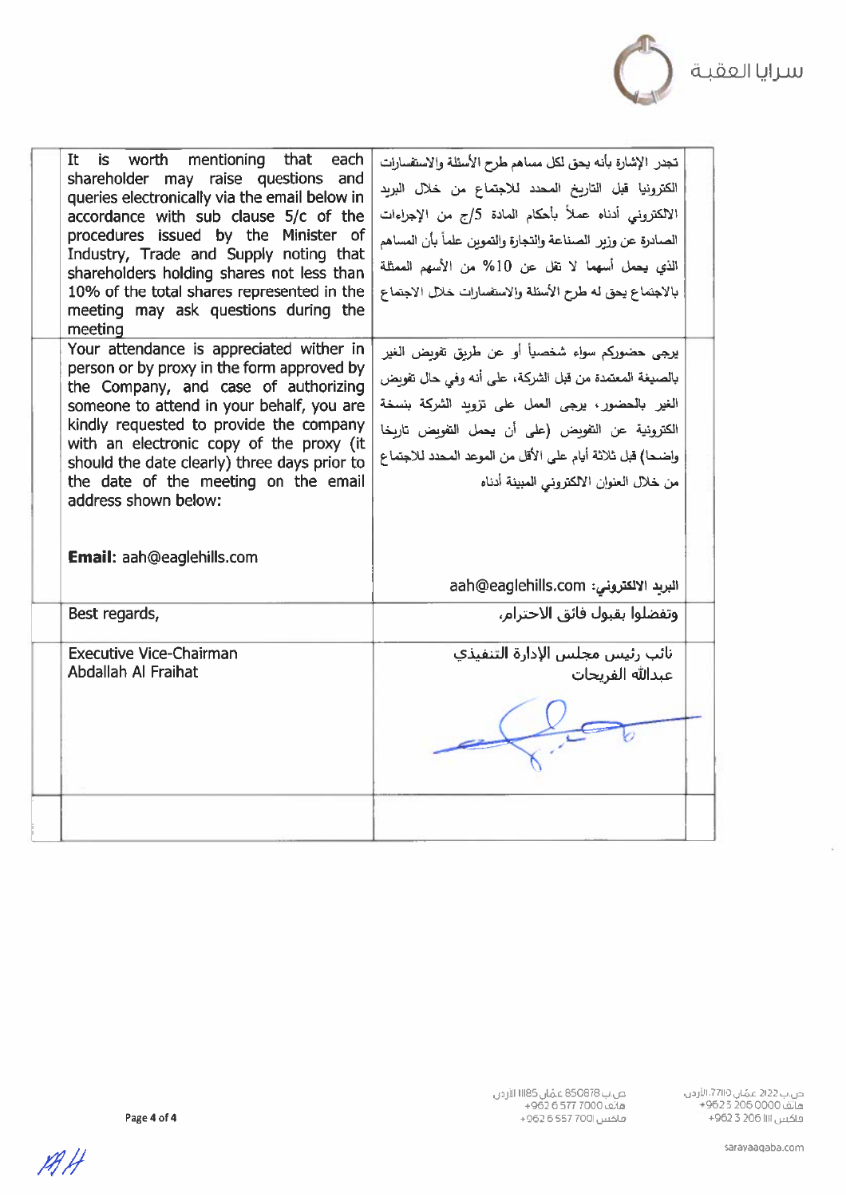| | |
|---|---|
| It is worth mentioning that each shareholder may raise questions and queries electronically via the email below in accordance with sub clause 5/c of the procedures issued by the Minister of Industry, Trade and Supply noting that shareholders holding shares not less than 10% of the total shares represented in the meeting may ask questions during the meeting | تجدر الإشارة بأنه يحق لكل مساهم طرح الأسئلة والاستفسارات الكترونيا قبل التاريخ المحدد للاجتماع من خلال البريد الالكتروني أدناه عملاً بأحكام المادة 5/ج من الإجراءات الصادرة عن وزير الصناعة والتجارة والتموين علماً بأن المساهم الذي يحمل أسهما لا تقل عن 10% من الأسهم الممثلة بالاجتماع يحق له طرح الأسئلة والاستفسارات خلال الاجتماع |
| Your attendance is appreciated wither in person or by proxy in the form approved by the Company, and case of authorizing someone to attend in your behalf, you are kindly requested to provide the company with an electronic copy of the proxy (it should the date clearly) three days prior to the date of the meeting on the email address shown below:<br><br>**Email:** aah@eaglehills.com | يرجى حضوركم سواء شخصياً أو عن طريق تفويض الغير بالصيغة المعتمدة من قبل الشركة، على أنه وفي حال تفويض الغير بالحضور، يرجى العمل على تزويد الشركة بنسخة الكترونية عن التفويض (على أن يحمل التفويض تاريخا واضحا) قبل ثلاثة أيام على الأقل من الموعد المحدد للاجتماع من خلال العنوان الالكتروني المبينة أدناه<br><br>البريد الالكتروني: aah@eaglehills.com |
| Best regards, | وتفضلوا بقبول فائق الاحترام، |
| Executive Vice-Chairman<br>Abdallah Al Fraihat | نائب رئيس مجلس الإدارة التنفيذي<br>عبدالله الفريحات |

ص.ب 2122 عمّان 11171، الأردن
هاتف 0000 205 3 962+
فاكس 1111 206 3 962+

ص.ب 850878 عمّان 11185 الأردن
هاتف 7000 577 6 962+
فاكس 7001 557 6 962+

sarayaaqaba.com